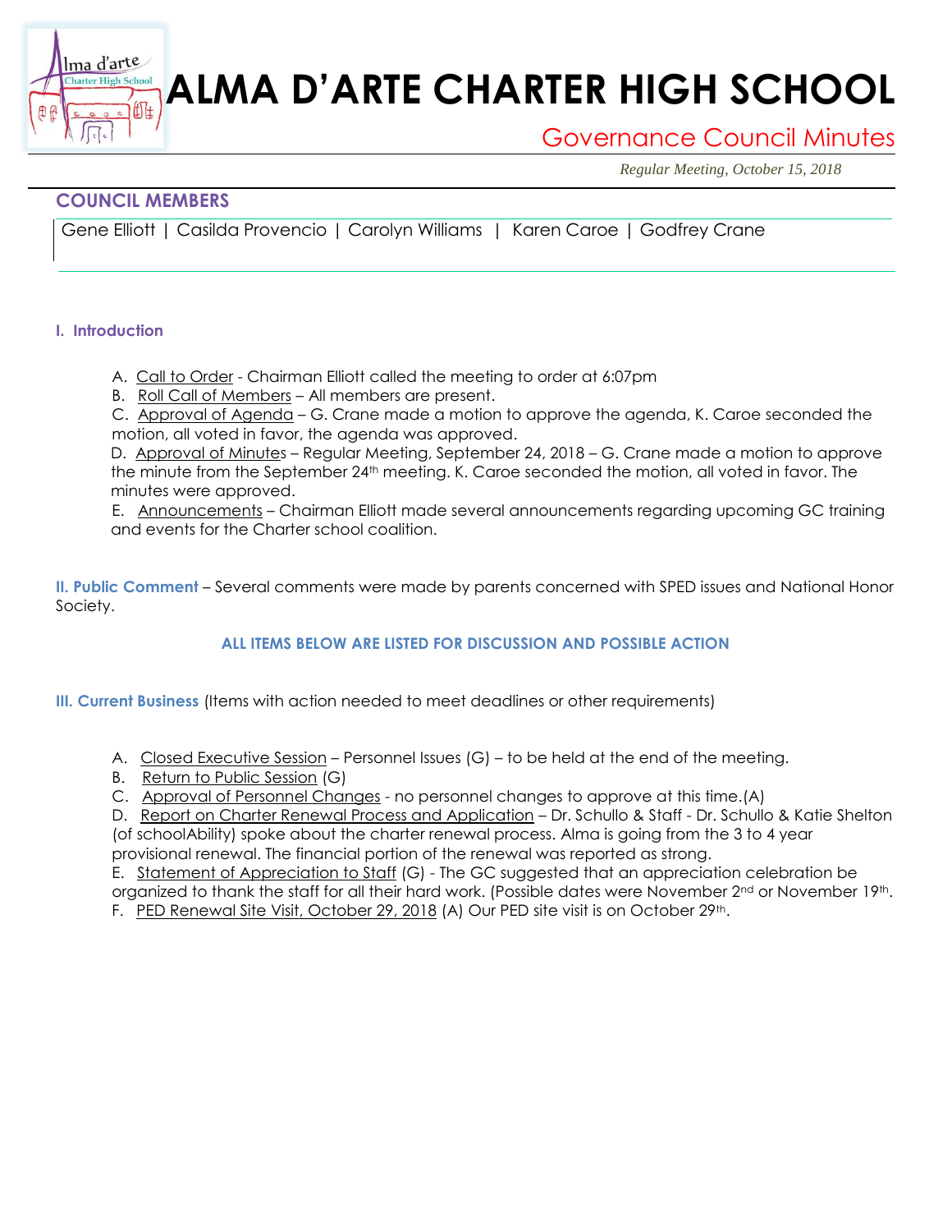# ALMA D'ARTE CHARTER HIGH SCHOOL

## Governance Council Minutes

*Regular Meeting, October 15, 2018*

### COUNCIL MEMBERS

Gene Elliott | Casilda Provencio | Carolyn Williams | Karen Caroe | Godfrey Crane

### I. Introduction

A. Call to Order - Chairman Elliott called the meeting to order at 6:07pm

B. Roll Call of Members – All members are present.

C. Approval of Agenda – G. Crane made a motion to approve the agenda, K. Caroe seconded the motion, all voted in favor, the agenda was approved.

D. Approval of Minutes – Regular Meeting, September 24, 2018 – G. Crane made a motion to approve the minute from the September 24th meeting. K. Caroe seconded the motion, all voted in favor. The minutes were approved.

E. Announcements – Chairman Elliott made several announcements regarding upcoming GC training and events for the Charter school coalition.

**II. Public Comment** – Several comments were made by parents concerned with SPED issues and National Honor Society.

**ALL ITEMS BELOW ARE LISTED FOR DISCUSSION AND POSSIBLE ACTION**

**III. Current Business** (Items with action needed to meet deadlines or other requirements)

A. Closed Executive Session – Personnel Issues (G) – to be held at the end of the meeting.

B. Return to Public Session (G)

C. Approval of Personnel Changes - no personnel changes to approve at this time.(A)

D. Report on Charter Renewal Process and Application – Dr. Schullo & Staff - Dr. Schullo & Katie Shelton (of schoolAbility) spoke about the charter renewal process. Alma is going from the 3 to 4 year provisional renewal. The financial portion of the renewal was reported as strong.

E. Statement of Appreciation to Staff (G) - The GC suggested that an appreciation celebration be organized to thank the staff for all their hard work. (Possible dates were November 2nd or November 19th.

F. PED Renewal Site Visit, October 29, 2018 (A) Our PED site visit is on October 29th.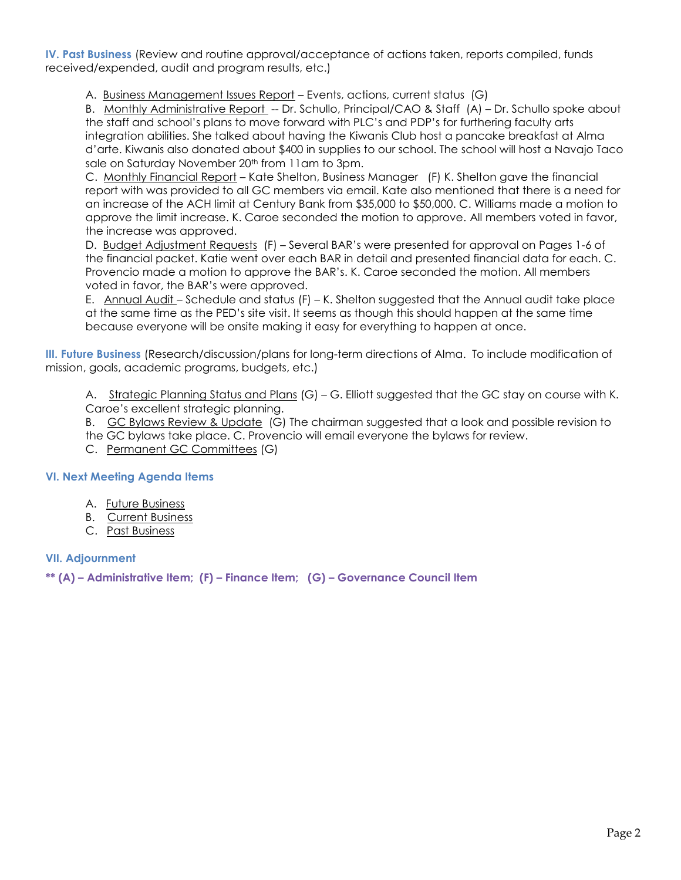## IV. Past Business (Review and routine approval/acceptance of actions taken, reports compiled, funds received/expended, audit and program results, etc.)

A. Business Management Issues Report – Events, actions, current status (G)

B. Monthly Administrative Report -- Dr. Schullo, Principal/CAO & Staff (A) – Dr. Schullo spoke about the staff and school's plans to move forward with PLC's and PDP's for furthering faculty arts integration abilities. She talked about having the Kiwanis Club host a pancake breakfast at Alma d'arte. Kiwanis also donated about $400 in supplies to our school. The school will host a Navajo Taco sale on Saturday November 20th from 11am to 3pm.

C. Monthly Financial Report – Kate Shelton, Business Manager (F) K. Shelton gave the financial report with was provided to all GC members via email. Kate also mentioned that there is a need for an increase of the ACH limit at Century Bank from $35,000 to $50,000. C. Williams made a motion to approve the limit increase. K. Caroe seconded the motion to approve. All members voted in favor, the increase was approved.

D. Budget Adjustment Requests (F) – Several BAR's were presented for approval on Pages 1-6 of the financial packet. Katie went over each BAR in detail and presented financial data for each. C. Provencio made a motion to approve the BAR's. K. Caroe seconded the motion. All members voted in favor, the BAR's were approved.

E. Annual Audit – Schedule and status (F) – K. Shelton suggested that the Annual audit take place at the same time as the PED's site visit. It seems as though this should happen at the same time because everyone will be onsite making it easy for everything to happen at once.

## III. Future Business (Research/discussion/plans for long-term directions of Alma. To include modification of mission, goals, academic programs, budgets, etc.)

A. Strategic Planning Status and Plans (G) – G. Elliott suggested that the GC stay on course with K. Caroe's excellent strategic planning.

B. GC Bylaws Review & Update (G) The chairman suggested that a look and possible revision to the GC bylaws take place. C. Provencio will email everyone the bylaws for review.

C. Permanent GC Committees (G)

## VI. Next Meeting Agenda Items

A. Future Business
B. Current Business
C. Past Business

## VII. Adjournment

**\*\* (A) – Administrative Item; (F) – Finance Item; (G) – Governance Council Item**